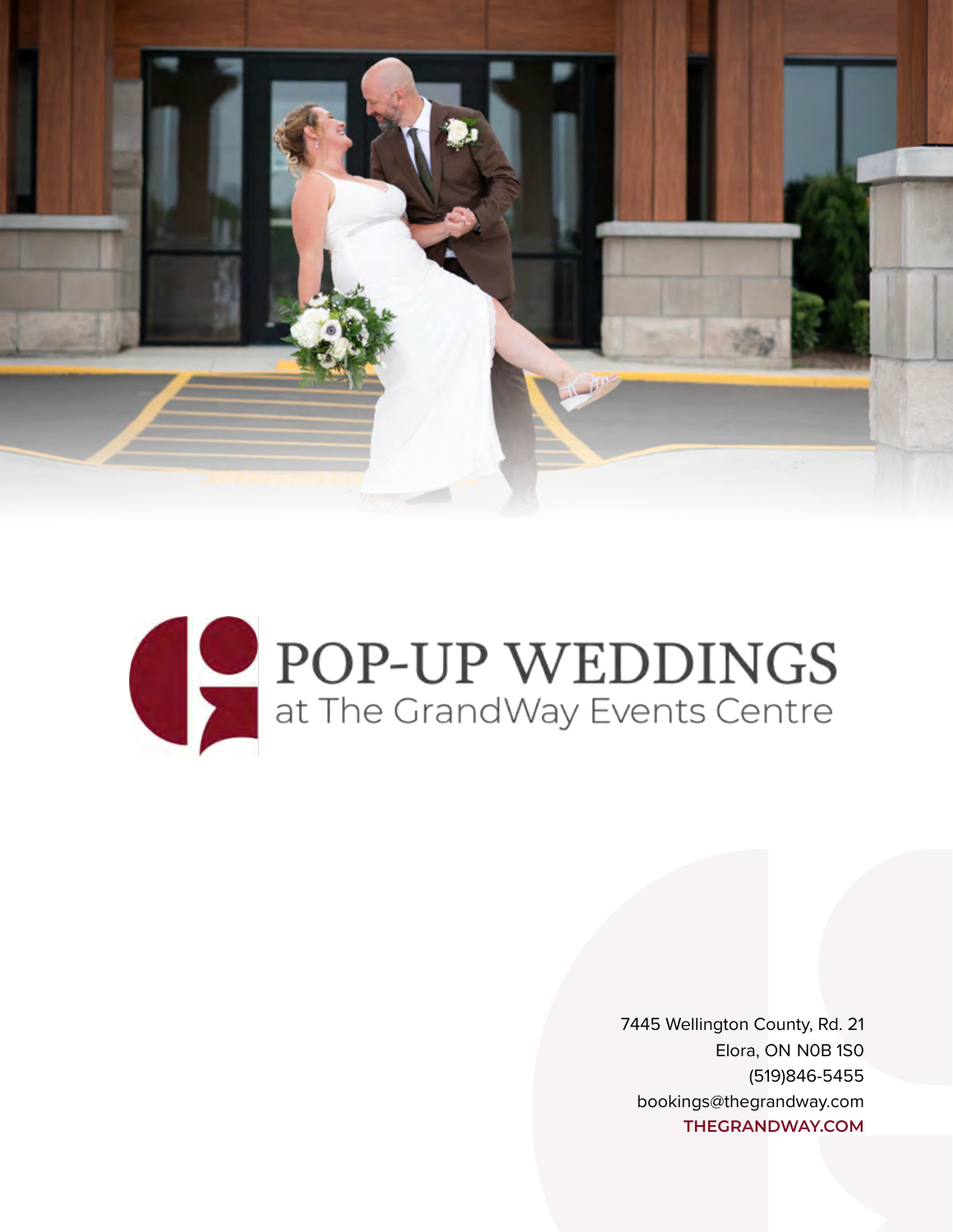# POP-UP WEDDINGS

at The GrandWay Events Centre

7445 Wellington County, Rd. 21
Elora, ON N0B 1S0
(519)846-5455
bookings@thegrandway.com
**THEGRANDWAY.COM**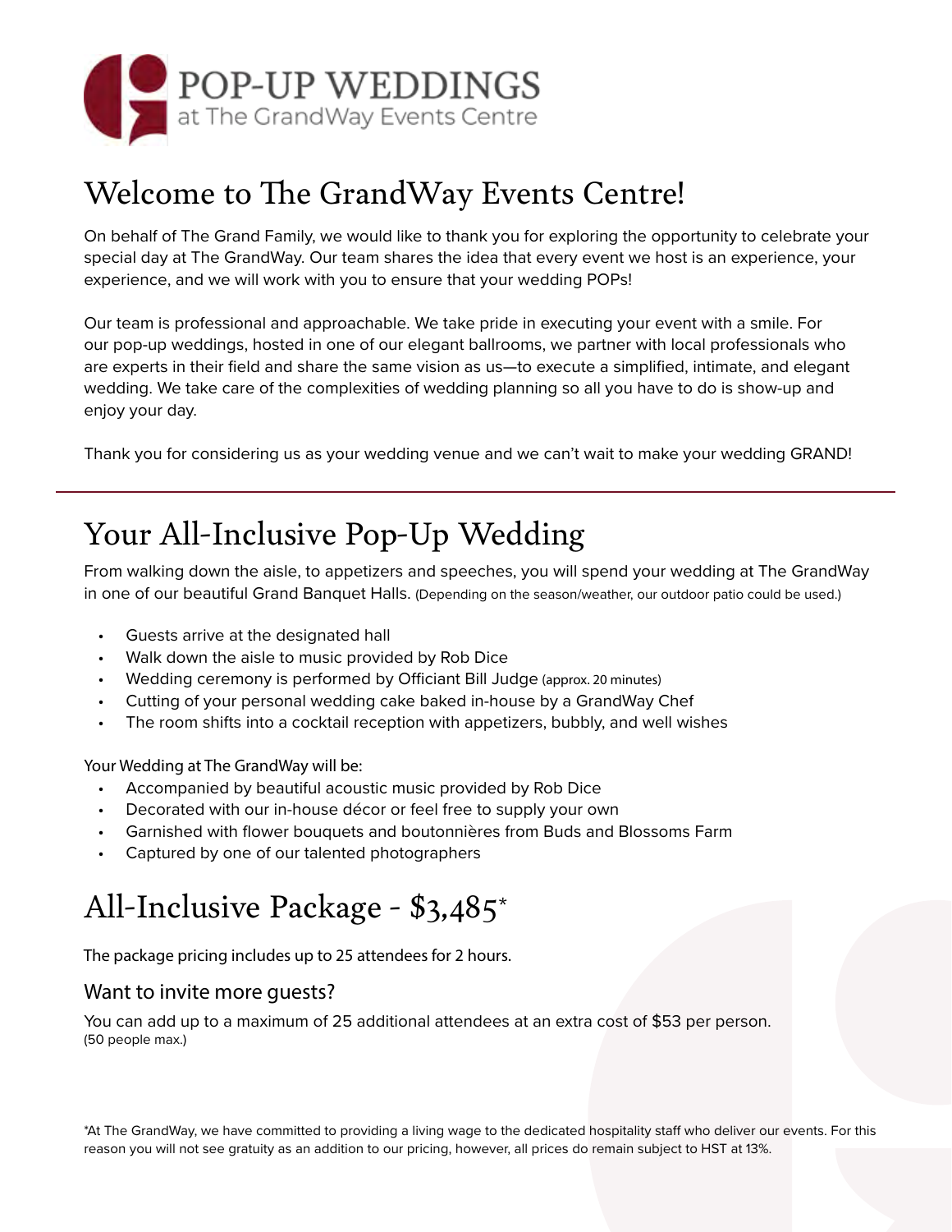# POP-UP WEDDINGS
at The GrandWay Events Centre

## Welcome to The GrandWay Events Centre!

On behalf of The Grand Family, we would like to thank you for exploring the opportunity to celebrate your special day at The GrandWay. Our team shares the idea that every event we host is an experience, your experience, and we will work with you to ensure that your wedding POPs!

Our team is professional and approachable. We take pride in executing your event with a smile. For our pop-up weddings, hosted in one of our elegant ballrooms, we partner with local professionals who are experts in their field and share the same vision as us—to execute a simplified, intimate, and elegant wedding. We take care of the complexities of wedding planning so all you have to do is show-up and enjoy your day.

Thank you for considering us as your wedding venue and we can't wait to make your wedding GRAND!

---

## Your All-Inclusive Pop-Up Wedding

From walking down the aisle, to appetizers and speeches, you will spend your wedding at The GrandWay in one of our beautiful Grand Banquet Halls. (Depending on the season/weather, our outdoor patio could be used.)

- Guests arrive at the designated hall
- Walk down the aisle to music provided by Rob Dice
- Wedding ceremony is performed by Officiant Bill Judge (approx. 20 minutes)
- Cutting of your personal wedding cake baked in-house by a GrandWay Chef
- The room shifts into a cocktail reception with appetizers, bubbly, and well wishes

Your Wedding at The GrandWay will be:

- Accompanied by beautiful acoustic music provided by Rob Dice
- Decorated with our in-house décor or feel free to supply your own
- Garnished with flower bouquets and boutonnières from Buds and Blossoms Farm
- Captured by one of our talented photographers

## All-Inclusive Package - $3,485*

The package pricing includes up to 25 attendees for 2 hours.

### Want to invite more guests?

You can add up to a maximum of 25 additional attendees at an extra cost of $53 per person.
(50 people max.)

*At The GrandWay, we have committed to providing a living wage to the dedicated hospitality staff who deliver our events. For this reason you will not see gratuity as an addition to our pricing, however, all prices do remain subject to HST at 13%.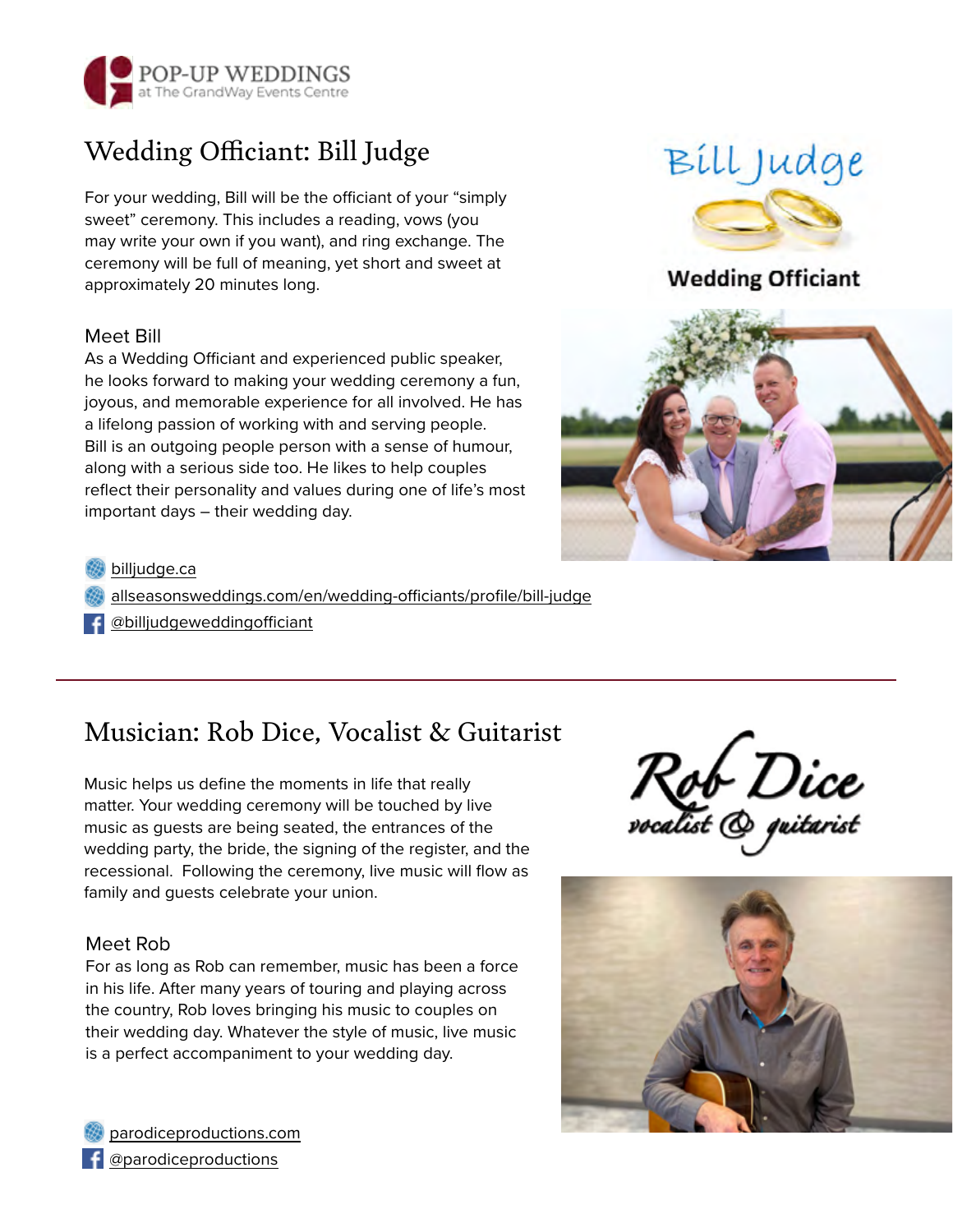POP-UP WEDDINGS
at The GrandWay Events Centre

## Wedding Officiant: Bill Judge

For your wedding, Bill will be the officiant of your "simply sweet" ceremony. This includes a reading, vows (you may write your own if you want), and ring exchange. The ceremony will be full of meaning, yet short and sweet at approximately 20 minutes long.

### Meet Bill

As a Wedding Officiant and experienced public speaker, he looks forward to making your wedding ceremony a fun, joyous, and memorable experience for all involved. He has a lifelong passion of working with and serving people. Bill is an outgoing people person with a sense of humour, along with a serious side too. He likes to help couples reflect their personality and values during one of life's most important days – their wedding day.

- billjudge.ca
- allseasonsweddings.com/en/wedding-officiants/profile/bill-judge
- @billjudgeweddingofficiant

---

## Musician: Rob Dice, Vocalist & Guitarist

Music helps us define the moments in life that really matter. Your wedding ceremony will be touched by live music as guests are being seated, the entrances of the wedding party, the bride, the signing of the register, and the recessional. Following the ceremony, live music will flow as family and guests celebrate your union.

### Meet Rob

For as long as Rob can remember, music has been a force in his life. After many years of touring and playing across the country, Rob loves bringing his music to couples on their wedding day. Whatever the style of music, live music is a perfect accompaniment to your wedding day.

- parodiceproductions.com
- @parodiceproductions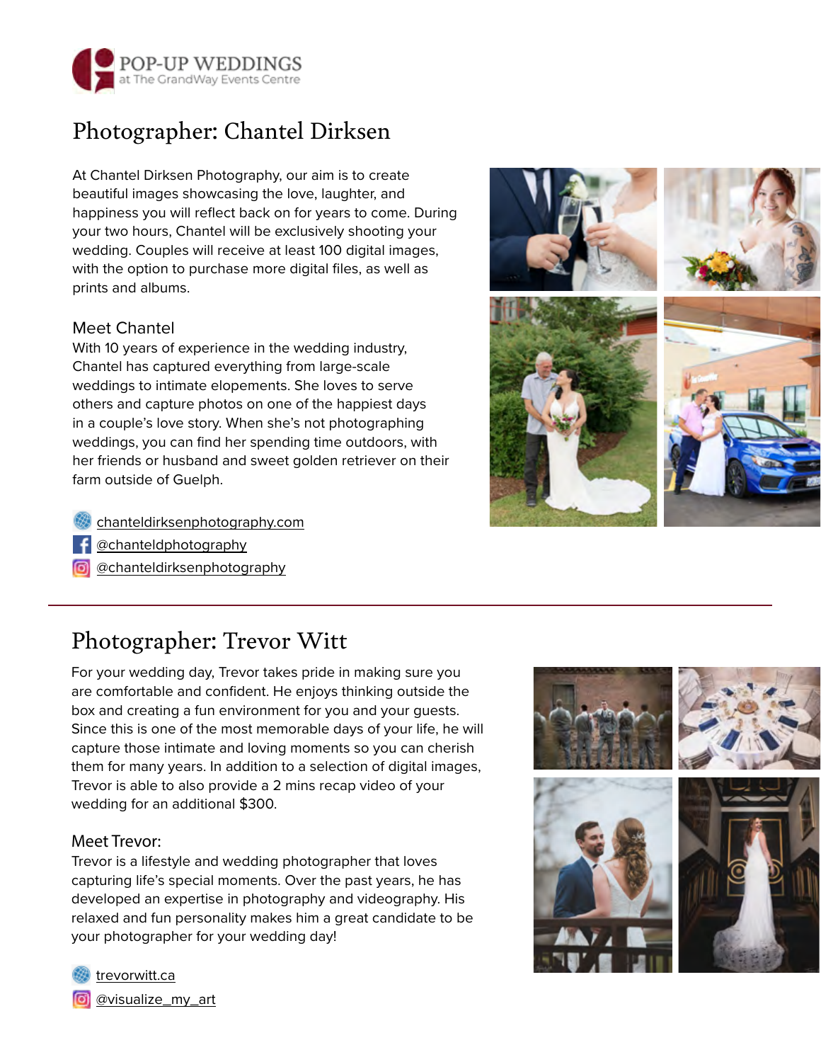POP-UP WEDDINGS
at The GrandWay Events Centre

# Photographer: Chantel Dirksen

At Chantel Dirksen Photography, our aim is to create beautiful images showcasing the love, laughter, and happiness you will reflect back on for years to come. During your two hours, Chantel will be exclusively shooting your wedding. Couples will receive at least 100 digital images, with the option to purchase more digital files, as well as prints and albums.

## Meet Chantel

With 10 years of experience in the wedding industry, Chantel has captured everything from large-scale weddings to intimate elopements. She loves to serve others and capture photos on one of the happiest days in a couple's love story. When she's not photographing weddings, you can find her spending time outdoors, with her friends or husband and sweet golden retriever on their farm outside of Guelph.

- chanteldirksenphotography.com
- @chanteldphotography
- @chanteldirksenphotography

---

# Photographer: Trevor Witt

For your wedding day, Trevor takes pride in making sure you are comfortable and confident. He enjoys thinking outside the box and creating a fun environment for you and your guests. Since this is one of the most memorable days of your life, he will capture those intimate and loving moments so you can cherish them for many years. In addition to a selection of digital images, Trevor is able to also provide a 2 mins recap video of your wedding for an additional $300.

## Meet Trevor:

Trevor is a lifestyle and wedding photographer that loves capturing life's special moments. Over the past years, he has developed an expertise in photography and videography. His relaxed and fun personality makes him a great candidate to be your photographer for your wedding day!

- trevorwitt.ca
- @visualize_my_art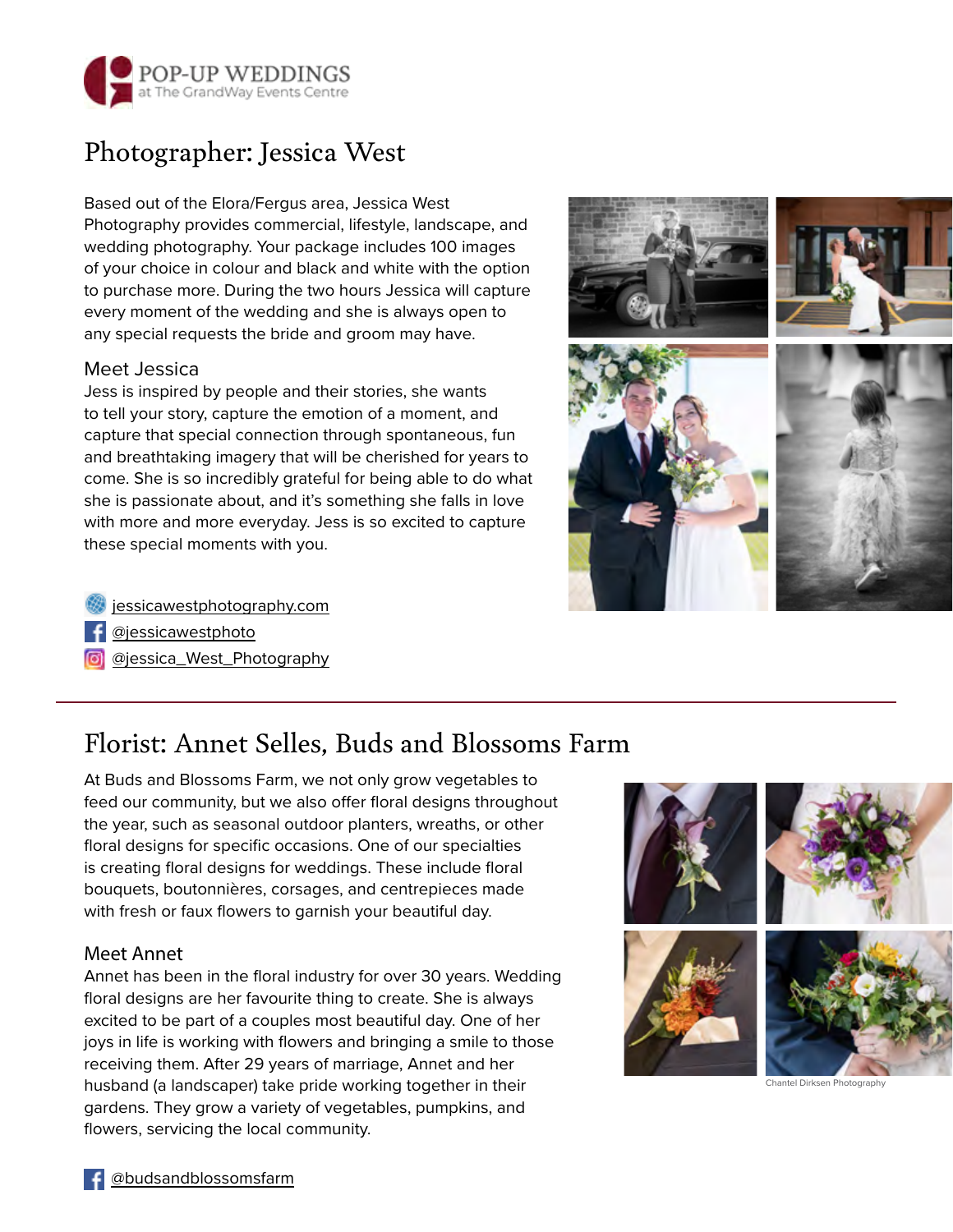POP-UP WEDDINGS
at The GrandWay Events Centre

## Photographer: Jessica West

Based out of the Elora/Fergus area, Jessica West Photography provides commercial, lifestyle, landscape, and wedding photography. Your package includes 100 images of your choice in colour and black and white with the option to purchase more. During the two hours Jessica will capture every moment of the wedding and she is always open to any special requests the bride and groom may have.

### Meet Jessica

Jess is inspired by people and their stories, she wants to tell your story, capture the emotion of a moment, and capture that special connection through spontaneous, fun and breathtaking imagery that will be cherished for years to come. She is so incredibly grateful for being able to do what she is passionate about, and it's something she falls in love with more and more everyday. Jess is so excited to capture these special moments with you.

jessicawestphotography.com
@jessicawestphoto
@jessica_West_Photography

---

## Florist: Annet Selles, Buds and Blossoms Farm

At Buds and Blossoms Farm, we not only grow vegetables to feed our community, but we also offer floral designs throughout the year, such as seasonal outdoor planters, wreaths, or other floral designs for specific occasions. One of our specialties is creating floral designs for weddings. These include floral bouquets, boutonnières, corsages, and centrepieces made with fresh or faux flowers to garnish your beautiful day.

### Meet Annet

Annet has been in the floral industry for over 30 years. Wedding floral designs are her favourite thing to create. She is always excited to be part of a couples most beautiful day. One of her joys in life is working with flowers and bringing a smile to those receiving them. After 29 years of marriage, Annet and her husband (a landscaper) take pride working together in their gardens. They grow a variety of vegetables, pumpkins, and flowers, servicing the local community.

Chantel Dirksen Photography

@budsandblossomsfarm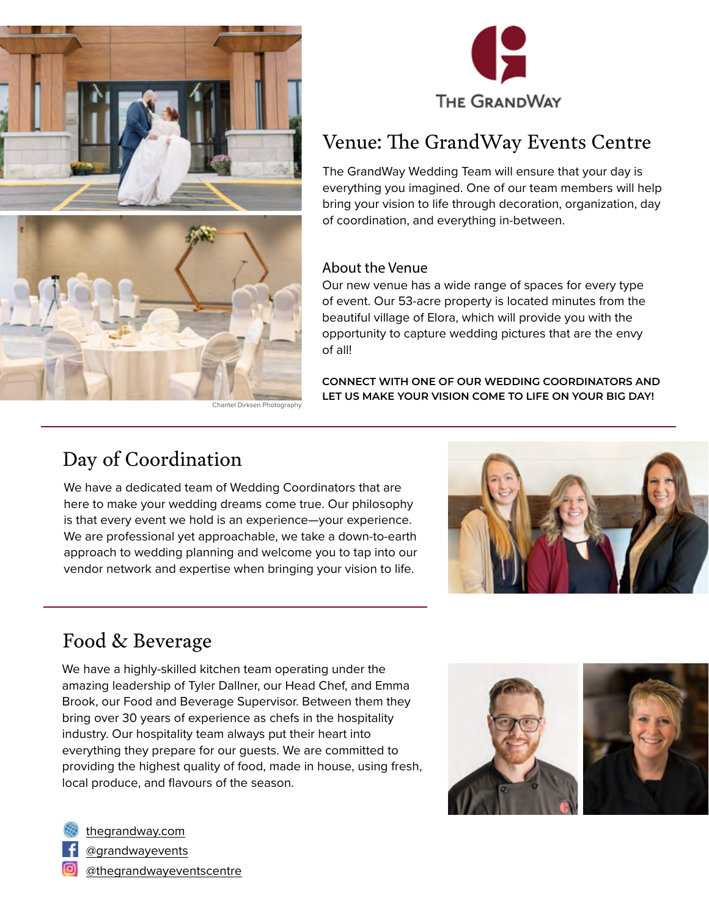THE GRANDWAY

## Venue: The GrandWay Events Centre

The GrandWay Wedding Team will ensure that your day is everything you imagined. One of our team members will help bring your vision to life through decoration, organization, day of coordination, and everything in-between.

### About the Venue

Our new venue has a wide range of spaces for every type of event. Our 53-acre property is located minutes from the beautiful village of Elora, which will provide you with the opportunity to capture wedding pictures that are the envy of all!

**CONNECT WITH ONE OF OUR WEDDING COORDINATORS AND LET US MAKE YOUR VISION COME TO LIFE ON YOUR BIG DAY!**

Chantel Dirksen Photography

## Day of Coordination

We have a dedicated team of Wedding Coordinators that are here to make your wedding dreams come true. Our philosophy is that every event we hold is an experience—your experience. We are professional yet approachable, we take a down-to-earth approach to wedding planning and welcome you to tap into our vendor network and expertise when bringing your vision to life.

## Food & Beverage

We have a highly-skilled kitchen team operating under the amazing leadership of Tyler Dallner, our Head Chef, and Emma Brook, our Food and Beverage Supervisor. Between them they bring over 30 years of experience as chefs in the hospitality industry. Our hospitality team always put their heart into everything they prepare for our guests. We are committed to providing the highest quality of food, made in house, using fresh, local produce, and flavours of the season.

- thegrandway.com
- @grandwayevents
- @thegrandwayeventscentre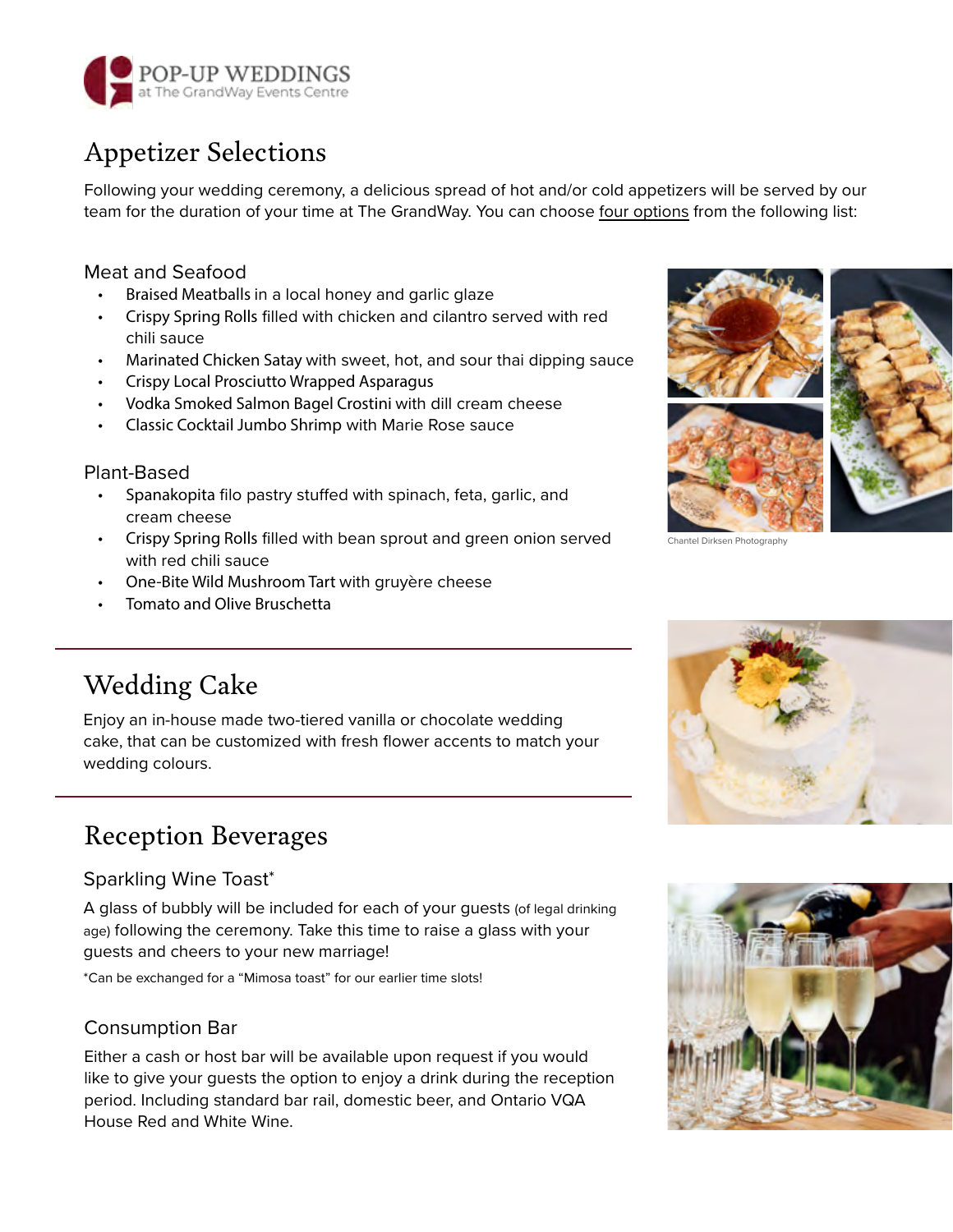POP-UP WEDDINGS
at The GrandWay Events Centre

# Appetizer Selections

Following your wedding ceremony, a delicious spread of hot and/or cold appetizers will be served by our team for the duration of your time at The GrandWay. You can choose four options from the following list:

### Meat and Seafood

- Braised Meatballs in a local honey and garlic glaze
- Crispy Spring Rolls filled with chicken and cilantro served with red chili sauce
- Marinated Chicken Satay with sweet, hot, and sour thai dipping sauce
- Crispy Local Prosciutto Wrapped Asparagus
- Vodka Smoked Salmon Bagel Crostini with dill cream cheese
- Classic Cocktail Jumbo Shrimp with Marie Rose sauce

### Plant-Based

- Spanakopita filo pastry stuffed with spinach, feta, garlic, and cream cheese
- Crispy Spring Rolls filled with bean sprout and green onion served with red chili sauce
- One-Bite Wild Mushroom Tart with gruyère cheese
- Tomato and Olive Bruschetta

Chantel Dirksen Photography

# Wedding Cake

Enjoy an in-house made two-tiered vanilla or chocolate wedding cake, that can be customized with fresh flower accents to match your wedding colours.

# Reception Beverages

### Sparkling Wine Toast*

A glass of bubbly will be included for each of your guests (of legal drinking age) following the ceremony. Take this time to raise a glass with your guests and cheers to your new marriage!

*Can be exchanged for a "Mimosa toast" for our earlier time slots!

### Consumption Bar

Either a cash or host bar will be available upon request if you would like to give your guests the option to enjoy a drink during the reception period. Including standard bar rail, domestic beer, and Ontario VQA House Red and White Wine.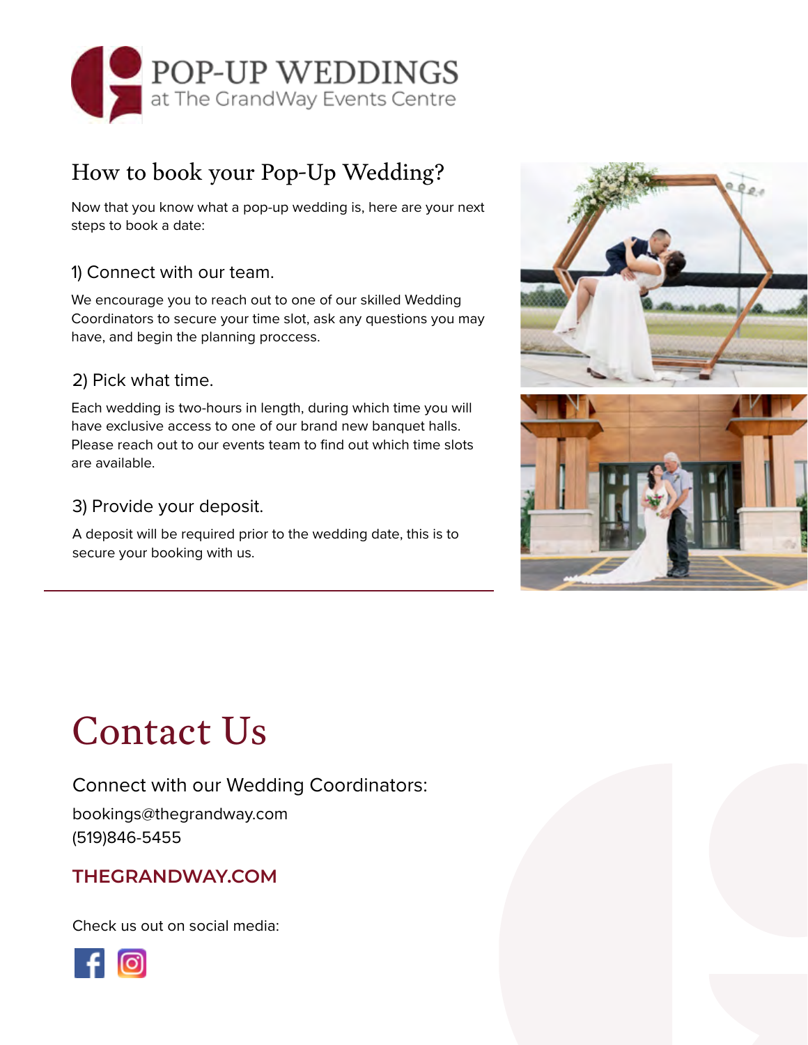# POP-UP WEDDINGS
at The GrandWay Events Centre

## How to book your Pop-Up Wedding?

Now that you know what a pop-up wedding is, here are your next steps to book a date:

### 1) Connect with our team.

We encourage you to reach out to one of our skilled Wedding Coordinators to secure your time slot, ask any questions you may have, and begin the planning proccess.

### 2) Pick what time.

Each wedding is two-hours in length, during which time you will have exclusive access to one of our brand new banquet halls. Please reach out to our events team to find out which time slots are available.

### 3) Provide your deposit.

A deposit will be required prior to the wedding date, this is to secure your booking with us.

# Contact Us

Connect with our Wedding Coordinators:

bookings@thegrandway.com
(519)846-5455

**THEGRANDWAY.COM**

Check us out on social media: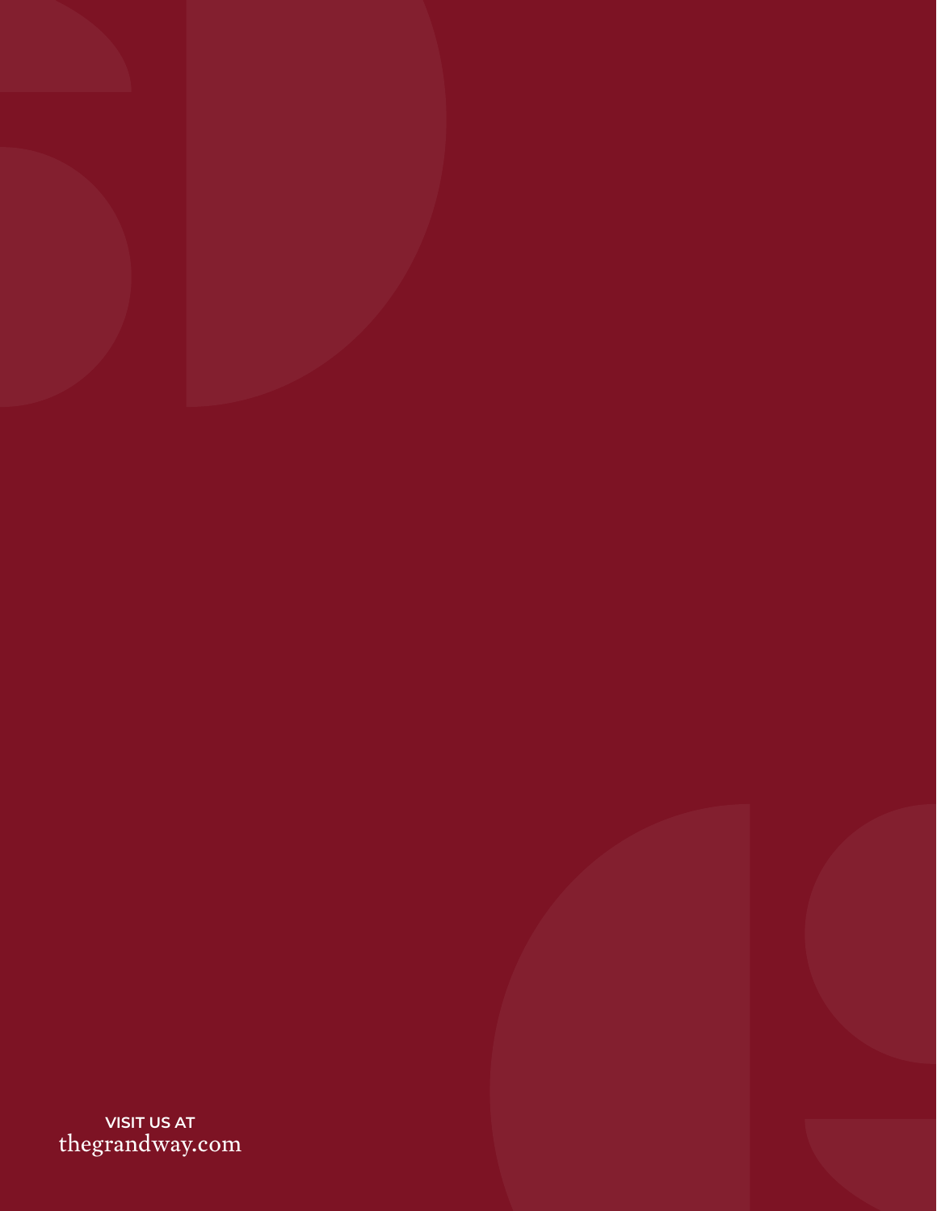VISIT US AT
thegrandway.com